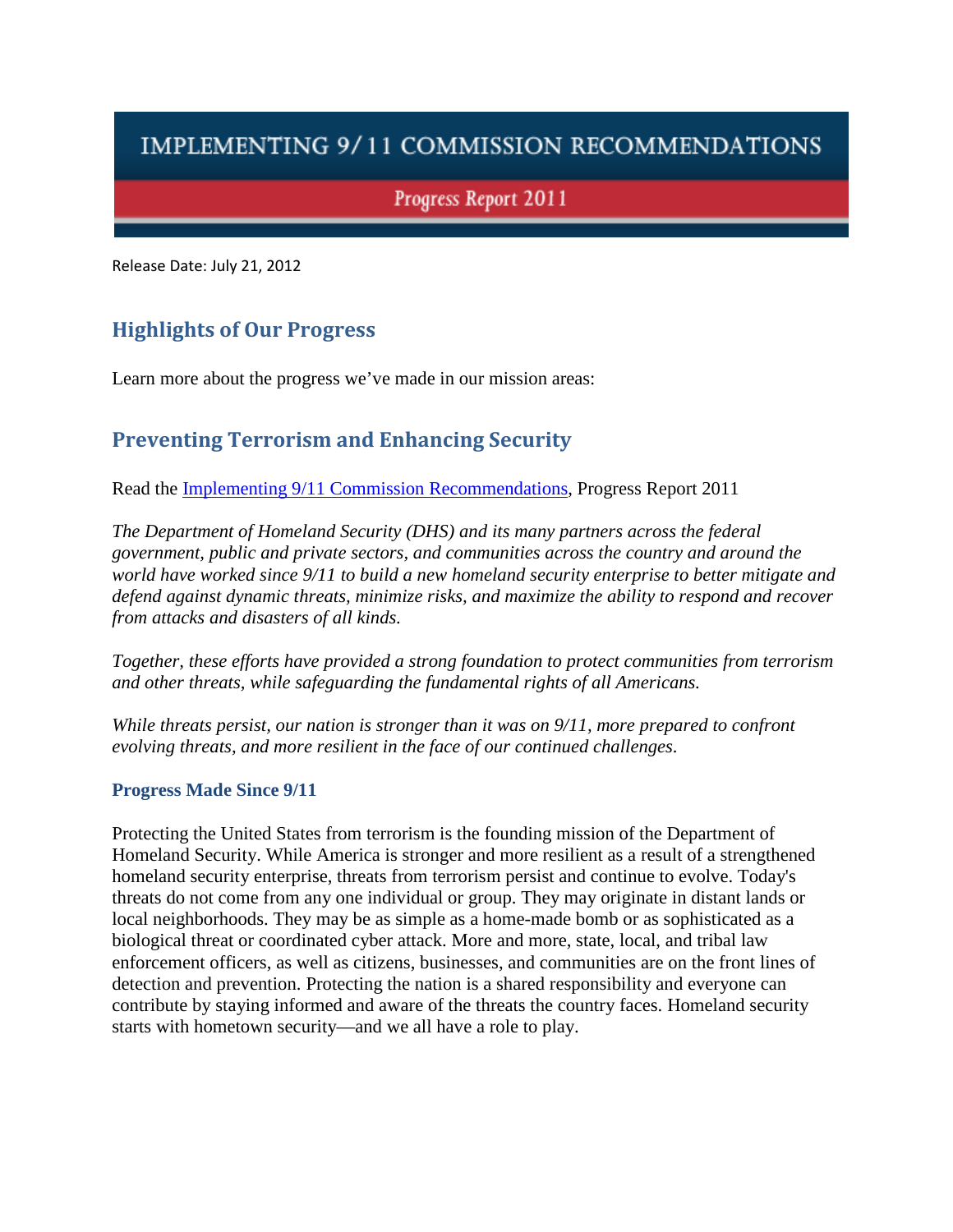# IMPLEMENTING 9/11 COMMISSION RECOMMENDATIONS

## Progress Report 2011

Release Date: July 21, 2012

## Highlights of Our Progress

Learn more about the progress we've made in our mission areas:

## Preventing Terrorism and Enhancing Security

Read the [Implementing 9/11 Commission Recommendations](), Progress Report 2011

*The Department of Homeland Security (DHS) and its many partners across the federal government, public and private sectors, and communities across the country and around the world have worked since 9/11 to build a new homeland security enterprise to better mitigate and defend against dynamic threats, minimize risks, and maximize the ability to respond and recover from attacks and disasters of all kinds.*

*Together, these efforts have provided a strong foundation to protect communities from terrorism and other threats, while safeguarding the fundamental rights of all Americans.*

*While threats persist, our nation is stronger than it was on 9/11, more prepared to confront evolving threats, and more resilient in the face of our continued challenges.*

### Progress Made Since 9/11

Protecting the United States from terrorism is the founding mission of the Department of Homeland Security. While America is stronger and more resilient as a result of a strengthened homeland security enterprise, threats from terrorism persist and continue to evolve. Today's threats do not come from any one individual or group. They may originate in distant lands or local neighborhoods. They may be as simple as a home-made bomb or as sophisticated as a biological threat or coordinated cyber attack. More and more, state, local, and tribal law enforcement officers, as well as citizens, businesses, and communities are on the front lines of detection and prevention. Protecting the nation is a shared responsibility and everyone can contribute by staying informed and aware of the threats the country faces. Homeland security starts with hometown security—and we all have a role to play.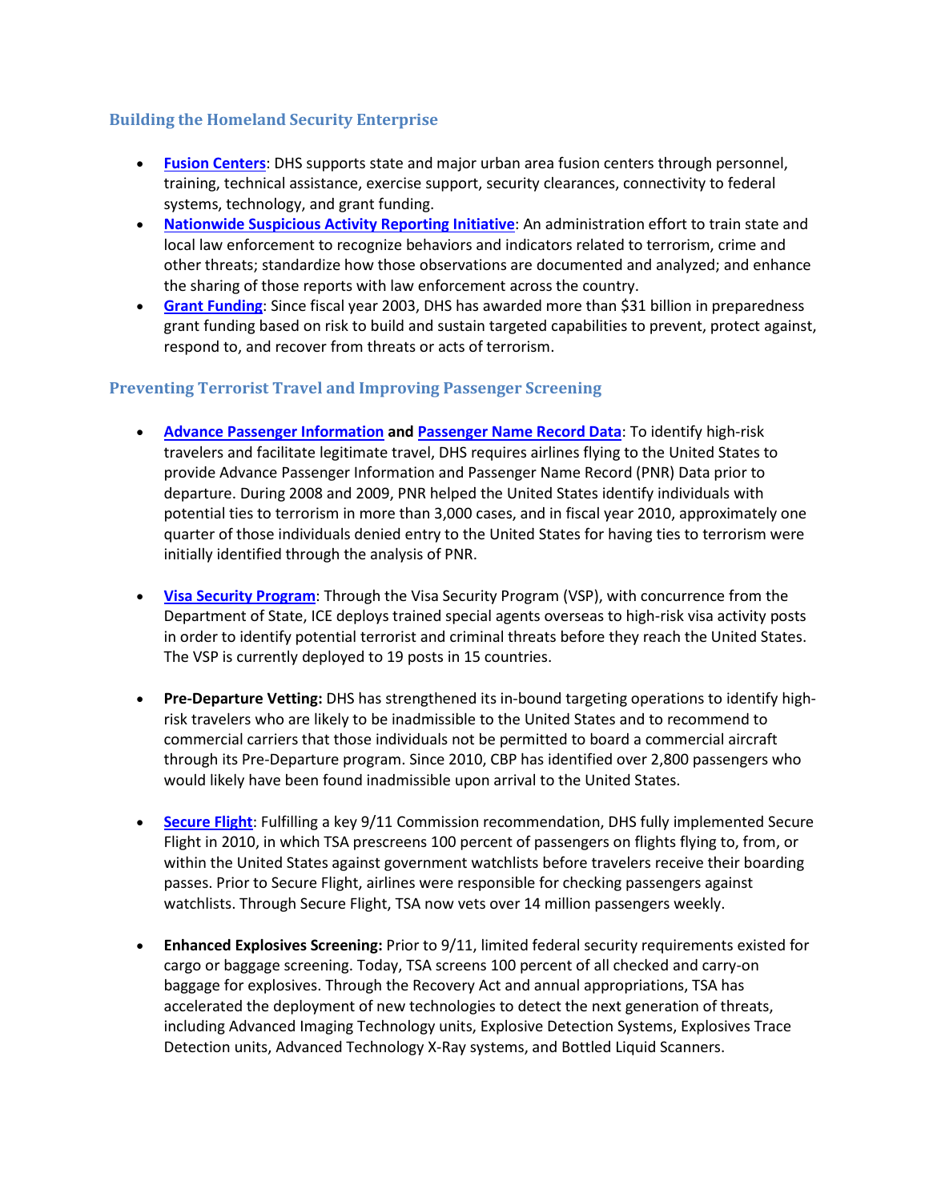### Building the Homeland Security Enterprise

- **Fusion Centers**: DHS supports state and major urban area fusion centers through personnel, training, technical assistance, exercise support, security clearances, connectivity to federal systems, technology, and grant funding.
- **Nationwide Suspicious Activity Reporting Initiative**: An administration effort to train state and local law enforcement to recognize behaviors and indicators related to terrorism, crime and other threats; standardize how those observations are documented and analyzed; and enhance the sharing of those reports with law enforcement across the country.
- **Grant Funding**: Since fiscal year 2003, DHS has awarded more than $31 billion in preparedness grant funding based on risk to build and sustain targeted capabilities to prevent, protect against, respond to, and recover from threats or acts of terrorism.

### Preventing Terrorist Travel and Improving Passenger Screening

- **Advance Passenger Information and Passenger Name Record Data**: To identify high-risk travelers and facilitate legitimate travel, DHS requires airlines flying to the United States to provide Advance Passenger Information and Passenger Name Record (PNR) Data prior to departure. During 2008 and 2009, PNR helped the United States identify individuals with potential ties to terrorism in more than 3,000 cases, and in fiscal year 2010, approximately one quarter of those individuals denied entry to the United States for having ties to terrorism were initially identified through the analysis of PNR.

- **Visa Security Program**: Through the Visa Security Program (VSP), with concurrence from the Department of State, ICE deploys trained special agents overseas to high-risk visa activity posts in order to identify potential terrorist and criminal threats before they reach the United States. The VSP is currently deployed to 19 posts in 15 countries.

- **Pre-Departure Vetting:** DHS has strengthened its in-bound targeting operations to identify high-risk travelers who are likely to be inadmissible to the United States and to recommend to commercial carriers that those individuals not be permitted to board a commercial aircraft through its Pre-Departure program. Since 2010, CBP has identified over 2,800 passengers who would likely have been found inadmissible upon arrival to the United States.

- **Secure Flight**: Fulfilling a key 9/11 Commission recommendation, DHS fully implemented Secure Flight in 2010, in which TSA prescreens 100 percent of passengers on flights flying to, from, or within the United States against government watchlists before travelers receive their boarding passes. Prior to Secure Flight, airlines were responsible for checking passengers against watchlists. Through Secure Flight, TSA now vets over 14 million passengers weekly.

- **Enhanced Explosives Screening:** Prior to 9/11, limited federal security requirements existed for cargo or baggage screening. Today, TSA screens 100 percent of all checked and carry-on baggage for explosives. Through the Recovery Act and annual appropriations, TSA has accelerated the deployment of new technologies to detect the next generation of threats, including Advanced Imaging Technology units, Explosive Detection Systems, Explosives Trace Detection units, Advanced Technology X-Ray systems, and Bottled Liquid Scanners.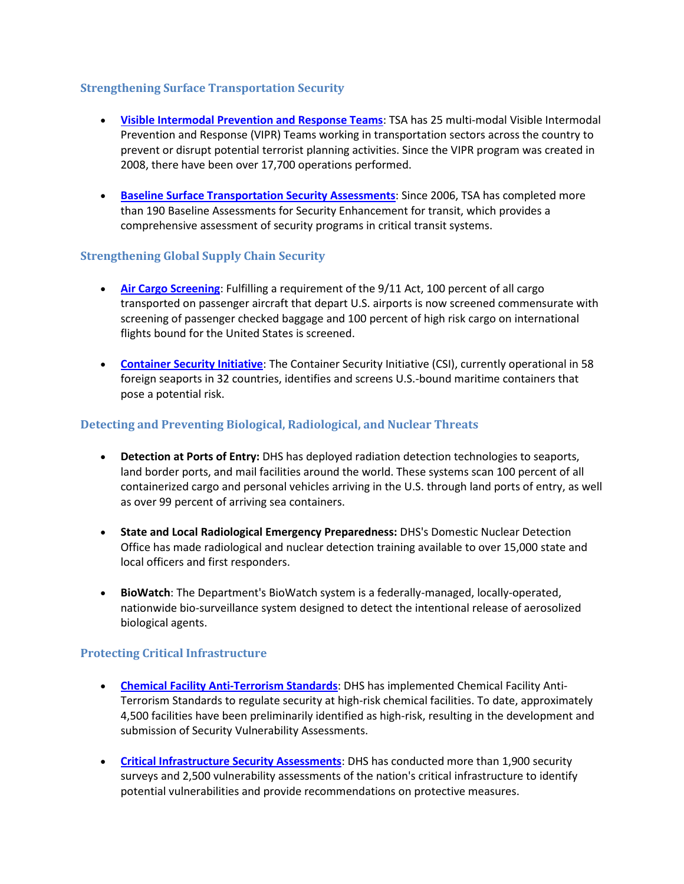### Strengthening Surface Transportation Security

- **Visible Intermodal Prevention and Response Teams**: TSA has 25 multi-modal Visible Intermodal Prevention and Response (VIPR) Teams working in transportation sectors across the country to prevent or disrupt potential terrorist planning activities. Since the VIPR program was created in 2008, there have been over 17,700 operations performed.

- **Baseline Surface Transportation Security Assessments**: Since 2006, TSA has completed more than 190 Baseline Assessments for Security Enhancement for transit, which provides a comprehensive assessment of security programs in critical transit systems.

### Strengthening Global Supply Chain Security

- **Air Cargo Screening**: Fulfilling a requirement of the 9/11 Act, 100 percent of all cargo transported on passenger aircraft that depart U.S. airports is now screened commensurate with screening of passenger checked baggage and 100 percent of high risk cargo on international flights bound for the United States is screened.

- **Container Security Initiative**: The Container Security Initiative (CSI), currently operational in 58 foreign seaports in 32 countries, identifies and screens U.S.-bound maritime containers that pose a potential risk.

### Detecting and Preventing Biological, Radiological, and Nuclear Threats

- **Detection at Ports of Entry:** DHS has deployed radiation detection technologies to seaports, land border ports, and mail facilities around the world. These systems scan 100 percent of all containerized cargo and personal vehicles arriving in the U.S. through land ports of entry, as well as over 99 percent of arriving sea containers.

- **State and Local Radiological Emergency Preparedness:** DHS's Domestic Nuclear Detection Office has made radiological and nuclear detection training available to over 15,000 state and local officers and first responders.

- **BioWatch**: The Department's BioWatch system is a federally-managed, locally-operated, nationwide bio-surveillance system designed to detect the intentional release of aerosolized biological agents.

### Protecting Critical Infrastructure

- **Chemical Facility Anti-Terrorism Standards**: DHS has implemented Chemical Facility Anti-Terrorism Standards to regulate security at high-risk chemical facilities. To date, approximately 4,500 facilities have been preliminarily identified as high-risk, resulting in the development and submission of Security Vulnerability Assessments.

- **Critical Infrastructure Security Assessments**: DHS has conducted more than 1,900 security surveys and 2,500 vulnerability assessments of the nation's critical infrastructure to identify potential vulnerabilities and provide recommendations on protective measures.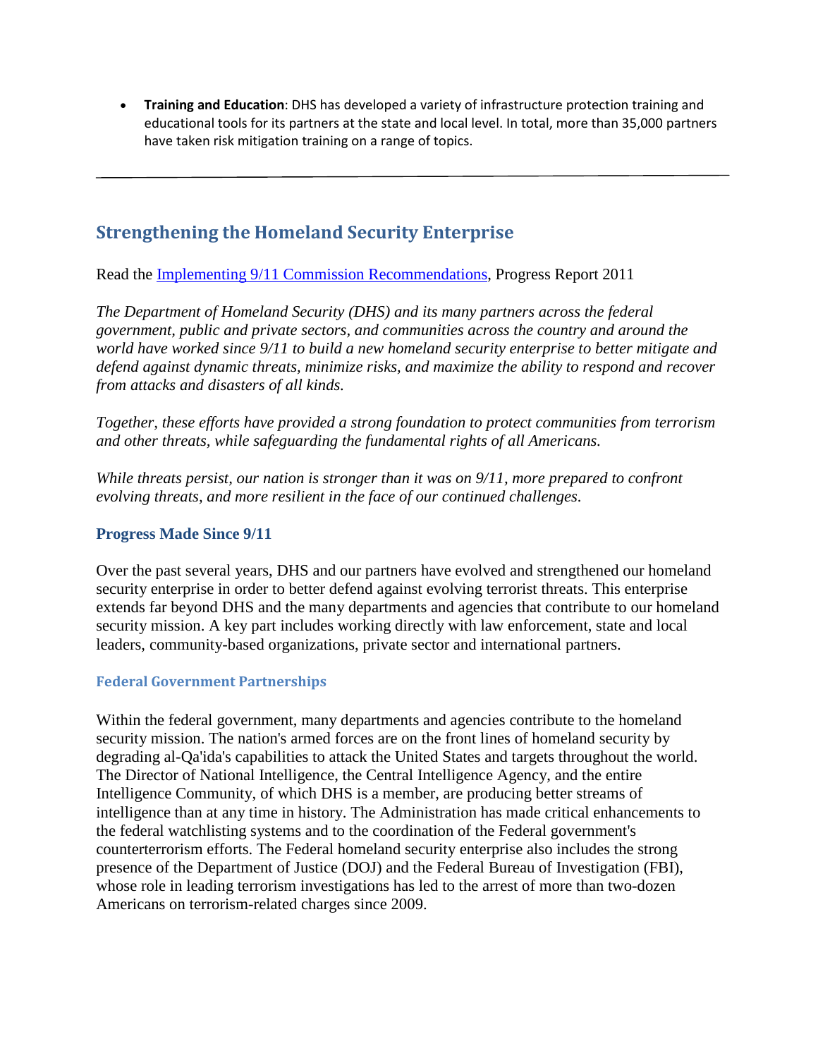- **Training and Education**: DHS has developed a variety of infrastructure protection training and educational tools for its partners at the state and local level. In total, more than 35,000 partners have taken risk mitigation training on a range of topics.

---

## Strengthening the Homeland Security Enterprise

Read the [Implementing 9/11 Commission Recommendations](), Progress Report 2011

*The Department of Homeland Security (DHS) and its many partners across the federal government, public and private sectors, and communities across the country and around the world have worked since 9/11 to build a new homeland security enterprise to better mitigate and defend against dynamic threats, minimize risks, and maximize the ability to respond and recover from attacks and disasters of all kinds.*

*Together, these efforts have provided a strong foundation to protect communities from terrorism and other threats, while safeguarding the fundamental rights of all Americans.*

*While threats persist, our nation is stronger than it was on 9/11, more prepared to confront evolving threats, and more resilient in the face of our continued challenges.*

### Progress Made Since 9/11

Over the past several years, DHS and our partners have evolved and strengthened our homeland security enterprise in order to better defend against evolving terrorist threats. This enterprise extends far beyond DHS and the many departments and agencies that contribute to our homeland security mission. A key part includes working directly with law enforcement, state and local leaders, community-based organizations, private sector and international partners.

#### Federal Government Partnerships

Within the federal government, many departments and agencies contribute to the homeland security mission. The nation's armed forces are on the front lines of homeland security by degrading al-Qa'ida's capabilities to attack the United States and targets throughout the world. The Director of National Intelligence, the Central Intelligence Agency, and the entire Intelligence Community, of which DHS is a member, are producing better streams of intelligence than at any time in history. The Administration has made critical enhancements to the federal watchlisting systems and to the coordination of the Federal government's counterterrorism efforts. The Federal homeland security enterprise also includes the strong presence of the Department of Justice (DOJ) and the Federal Bureau of Investigation (FBI), whose role in leading terrorism investigations has led to the arrest of more than two-dozen Americans on terrorism-related charges since 2009.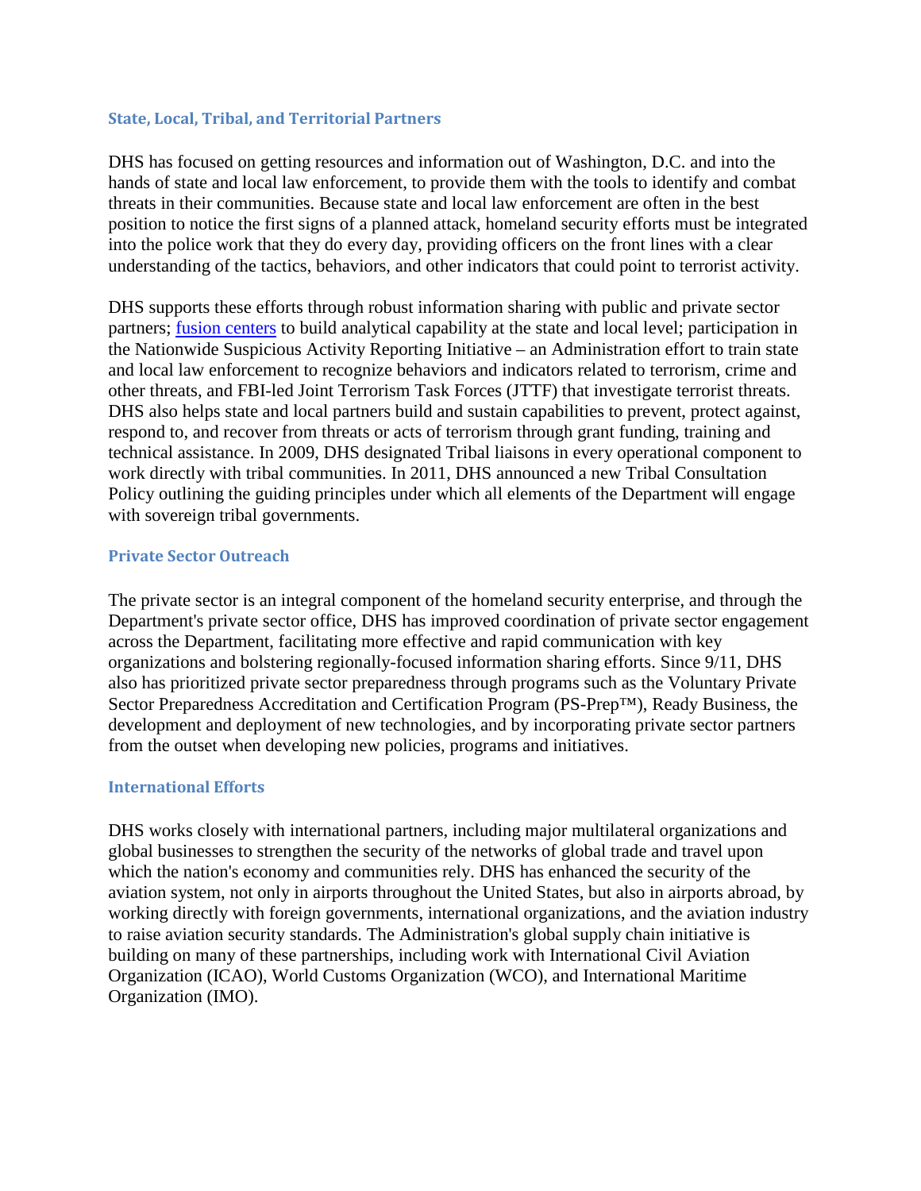### State, Local, Tribal, and Territorial Partners

DHS has focused on getting resources and information out of Washington, D.C. and into the hands of state and local law enforcement, to provide them with the tools to identify and combat threats in their communities. Because state and local law enforcement are often in the best position to notice the first signs of a planned attack, homeland security efforts must be integrated into the police work that they do every day, providing officers on the front lines with a clear understanding of the tactics, behaviors, and other indicators that could point to terrorist activity.

DHS supports these efforts through robust information sharing with public and private sector partners; fusion centers to build analytical capability at the state and local level; participation in the Nationwide Suspicious Activity Reporting Initiative – an Administration effort to train state and local law enforcement to recognize behaviors and indicators related to terrorism, crime and other threats, and FBI-led Joint Terrorism Task Forces (JTTF) that investigate terrorist threats. DHS also helps state and local partners build and sustain capabilities to prevent, protect against, respond to, and recover from threats or acts of terrorism through grant funding, training and technical assistance. In 2009, DHS designated Tribal liaisons in every operational component to work directly with tribal communities. In 2011, DHS announced a new Tribal Consultation Policy outlining the guiding principles under which all elements of the Department will engage with sovereign tribal governments.

### Private Sector Outreach

The private sector is an integral component of the homeland security enterprise, and through the Department's private sector office, DHS has improved coordination of private sector engagement across the Department, facilitating more effective and rapid communication with key organizations and bolstering regionally-focused information sharing efforts. Since 9/11, DHS also has prioritized private sector preparedness through programs such as the Voluntary Private Sector Preparedness Accreditation and Certification Program (PS-Prep™), Ready Business, the development and deployment of new technologies, and by incorporating private sector partners from the outset when developing new policies, programs and initiatives.

### International Efforts

DHS works closely with international partners, including major multilateral organizations and global businesses to strengthen the security of the networks of global trade and travel upon which the nation's economy and communities rely. DHS has enhanced the security of the aviation system, not only in airports throughout the United States, but also in airports abroad, by working directly with foreign governments, international organizations, and the aviation industry to raise aviation security standards. The Administration's global supply chain initiative is building on many of these partnerships, including work with International Civil Aviation Organization (ICAO), World Customs Organization (WCO), and International Maritime Organization (IMO).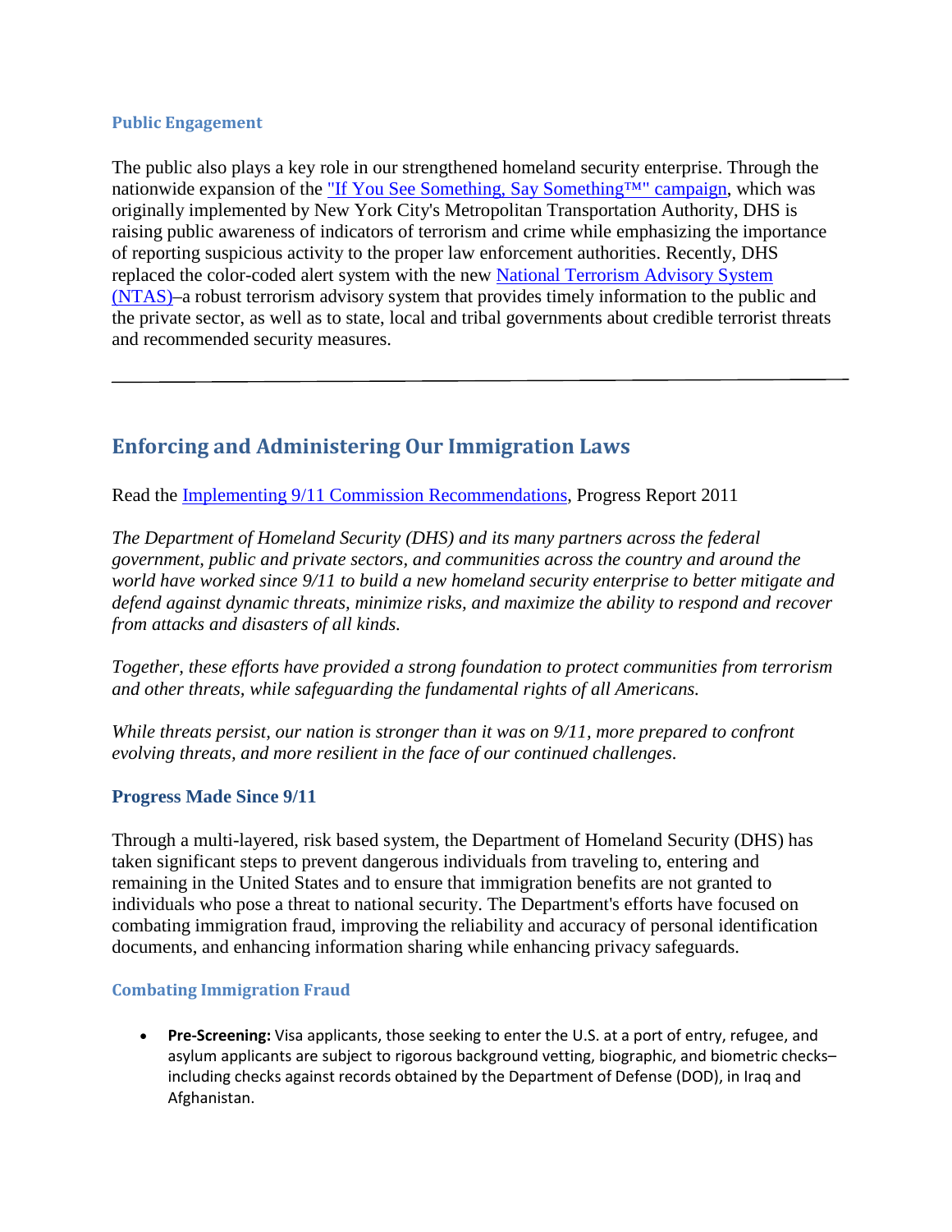### Public Engagement

The public also plays a key role in our strengthened homeland security enterprise. Through the nationwide expansion of the "If You See Something, Say Something™" campaign, which was originally implemented by New York City's Metropolitan Transportation Authority, DHS is raising public awareness of indicators of terrorism and crime while emphasizing the importance of reporting suspicious activity to the proper law enforcement authorities. Recently, DHS replaced the color-coded alert system with the new National Terrorism Advisory System (NTAS)–a robust terrorism advisory system that provides timely information to the public and the private sector, as well as to state, local and tribal governments about credible terrorist threats and recommended security measures.

---

## Enforcing and Administering Our Immigration Laws

Read the Implementing 9/11 Commission Recommendations, Progress Report 2011

*The Department of Homeland Security (DHS) and its many partners across the federal government, public and private sectors, and communities across the country and around the world have worked since 9/11 to build a new homeland security enterprise to better mitigate and defend against dynamic threats, minimize risks, and maximize the ability to respond and recover from attacks and disasters of all kinds.*

*Together, these efforts have provided a strong foundation to protect communities from terrorism and other threats, while safeguarding the fundamental rights of all Americans.*

*While threats persist, our nation is stronger than it was on 9/11, more prepared to confront evolving threats, and more resilient in the face of our continued challenges.*

### Progress Made Since 9/11

Through a multi-layered, risk based system, the Department of Homeland Security (DHS) has taken significant steps to prevent dangerous individuals from traveling to, entering and remaining in the United States and to ensure that immigration benefits are not granted to individuals who pose a threat to national security. The Department's efforts have focused on combating immigration fraud, improving the reliability and accuracy of personal identification documents, and enhancing information sharing while enhancing privacy safeguards.

#### Combating Immigration Fraud

- **Pre-Screening:** Visa applicants, those seeking to enter the U.S. at a port of entry, refugee, and asylum applicants are subject to rigorous background vetting, biographic, and biometric checks–including checks against records obtained by the Department of Defense (DOD), in Iraq and Afghanistan.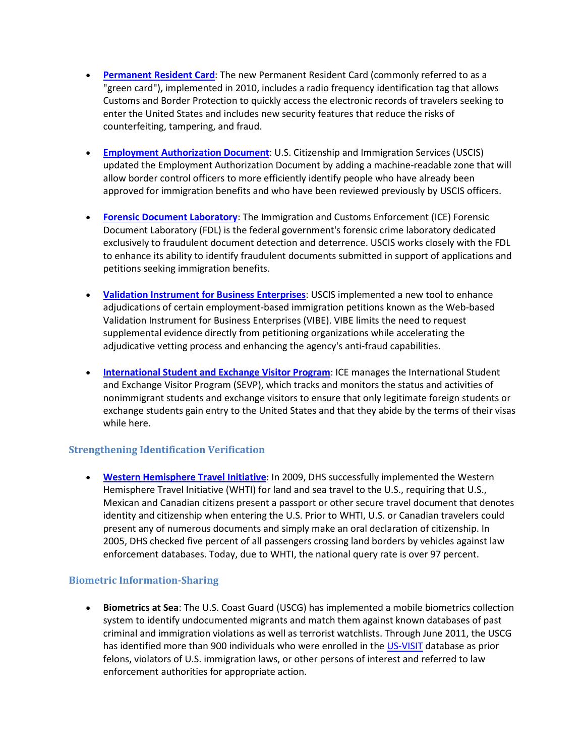- **Permanent Resident Card**: The new Permanent Resident Card (commonly referred to as a "green card"), implemented in 2010, includes a radio frequency identification tag that allows Customs and Border Protection to quickly access the electronic records of travelers seeking to enter the United States and includes new security features that reduce the risks of counterfeiting, tampering, and fraud.

- **Employment Authorization Document**: U.S. Citizenship and Immigration Services (USCIS) updated the Employment Authorization Document by adding a machine-readable zone that will allow border control officers to more efficiently identify people who have already been approved for immigration benefits and who have been reviewed previously by USCIS officers.

- **Forensic Document Laboratory**: The Immigration and Customs Enforcement (ICE) Forensic Document Laboratory (FDL) is the federal government's forensic crime laboratory dedicated exclusively to fraudulent document detection and deterrence. USCIS works closely with the FDL to enhance its ability to identify fraudulent documents submitted in support of applications and petitions seeking immigration benefits.

- **Validation Instrument for Business Enterprises**: USCIS implemented a new tool to enhance adjudications of certain employment-based immigration petitions known as the Web-based Validation Instrument for Business Enterprises (VIBE). VIBE limits the need to request supplemental evidence directly from petitioning organizations while accelerating the adjudicative vetting process and enhancing the agency's anti-fraud capabilities.

- **International Student and Exchange Visitor Program**: ICE manages the International Student and Exchange Visitor Program (SEVP), which tracks and monitors the status and activities of nonimmigrant students and exchange visitors to ensure that only legitimate foreign students or exchange students gain entry to the United States and that they abide by the terms of their visas while here.

### Strengthening Identification Verification

- **Western Hemisphere Travel Initiative**: In 2009, DHS successfully implemented the Western Hemisphere Travel Initiative (WHTI) for land and sea travel to the U.S., requiring that U.S., Mexican and Canadian citizens present a passport or other secure travel document that denotes identity and citizenship when entering the U.S. Prior to WHTI, U.S. or Canadian travelers could present any of numerous documents and simply make an oral declaration of citizenship. In 2005, DHS checked five percent of all passengers crossing land borders by vehicles against law enforcement databases. Today, due to WHTI, the national query rate is over 97 percent.

### Biometric Information-Sharing

- **Biometrics at Sea**: The U.S. Coast Guard (USCG) has implemented a mobile biometrics collection system to identify undocumented migrants and match them against known databases of past criminal and immigration violations as well as terrorist watchlists. Through June 2011, the USCG has identified more than 900 individuals who were enrolled in the US-VISIT database as prior felons, violators of U.S. immigration laws, or other persons of interest and referred to law enforcement authorities for appropriate action.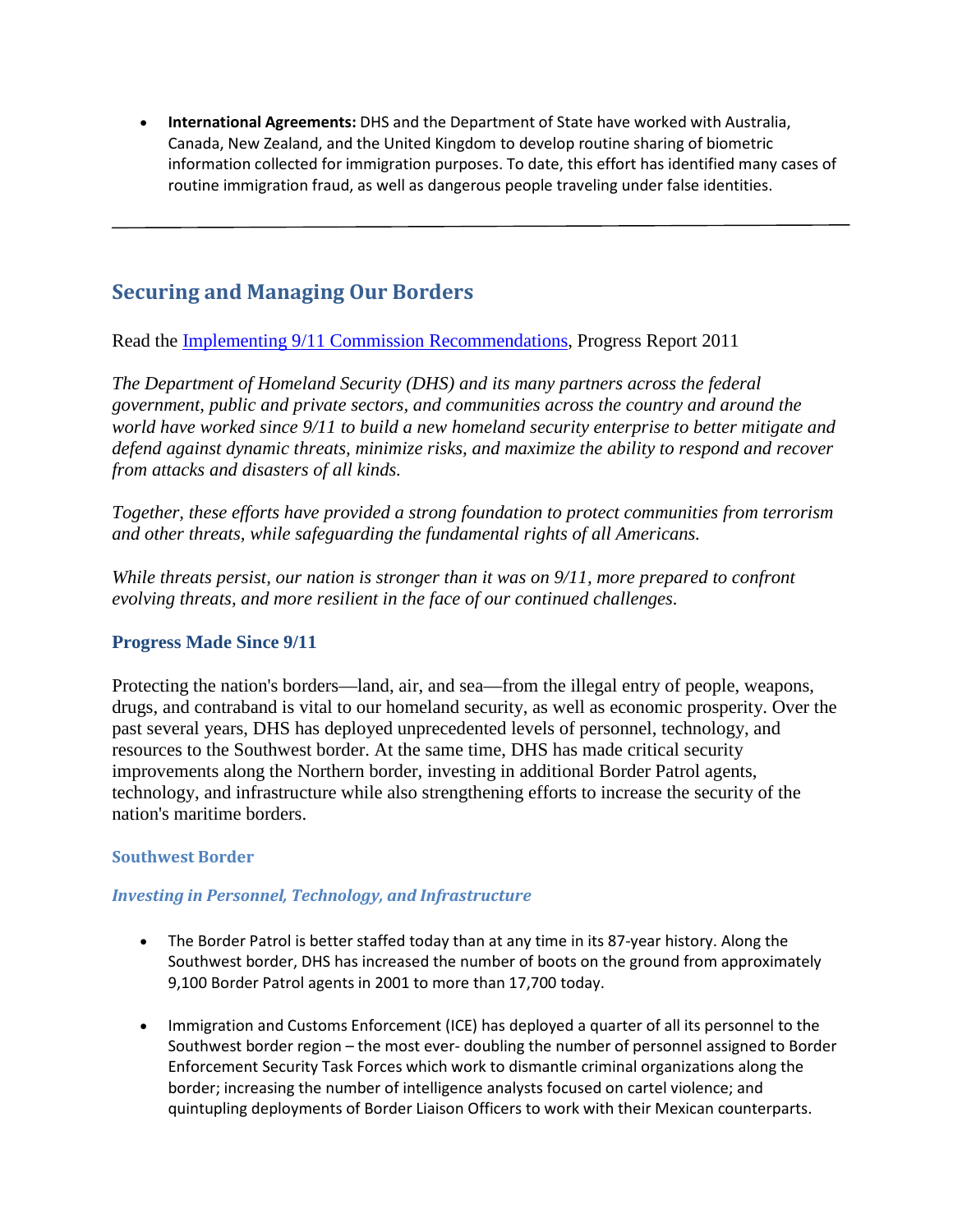- **International Agreements:** DHS and the Department of State have worked with Australia, Canada, New Zealand, and the United Kingdom to develop routine sharing of biometric information collected for immigration purposes. To date, this effort has identified many cases of routine immigration fraud, as well as dangerous people traveling under false identities.

---

## Securing and Managing Our Borders

Read the [Implementing 9/11 Commission Recommendations](), Progress Report 2011

*The Department of Homeland Security (DHS) and its many partners across the federal government, public and private sectors, and communities across the country and around the world have worked since 9/11 to build a new homeland security enterprise to better mitigate and defend against dynamic threats, minimize risks, and maximize the ability to respond and recover from attacks and disasters of all kinds.*

*Together, these efforts have provided a strong foundation to protect communities from terrorism and other threats, while safeguarding the fundamental rights of all Americans.*

*While threats persist, our nation is stronger than it was on 9/11, more prepared to confront evolving threats, and more resilient in the face of our continued challenges.*

### Progress Made Since 9/11

Protecting the nation's borders—land, air, and sea—from the illegal entry of people, weapons, drugs, and contraband is vital to our homeland security, as well as economic prosperity. Over the past several years, DHS has deployed unprecedented levels of personnel, technology, and resources to the Southwest border. At the same time, DHS has made critical security improvements along the Northern border, investing in additional Border Patrol agents, technology, and infrastructure while also strengthening efforts to increase the security of the nation's maritime borders.

#### Southwest Border

##### *Investing in Personnel, Technology, and Infrastructure*

- The Border Patrol is better staffed today than at any time in its 87-year history. Along the Southwest border, DHS has increased the number of boots on the ground from approximately 9,100 Border Patrol agents in 2001 to more than 17,700 today.

- Immigration and Customs Enforcement (ICE) has deployed a quarter of all its personnel to the Southwest border region – the most ever- doubling the number of personnel assigned to Border Enforcement Security Task Forces which work to dismantle criminal organizations along the border; increasing the number of intelligence analysts focused on cartel violence; and quintupling deployments of Border Liaison Officers to work with their Mexican counterparts.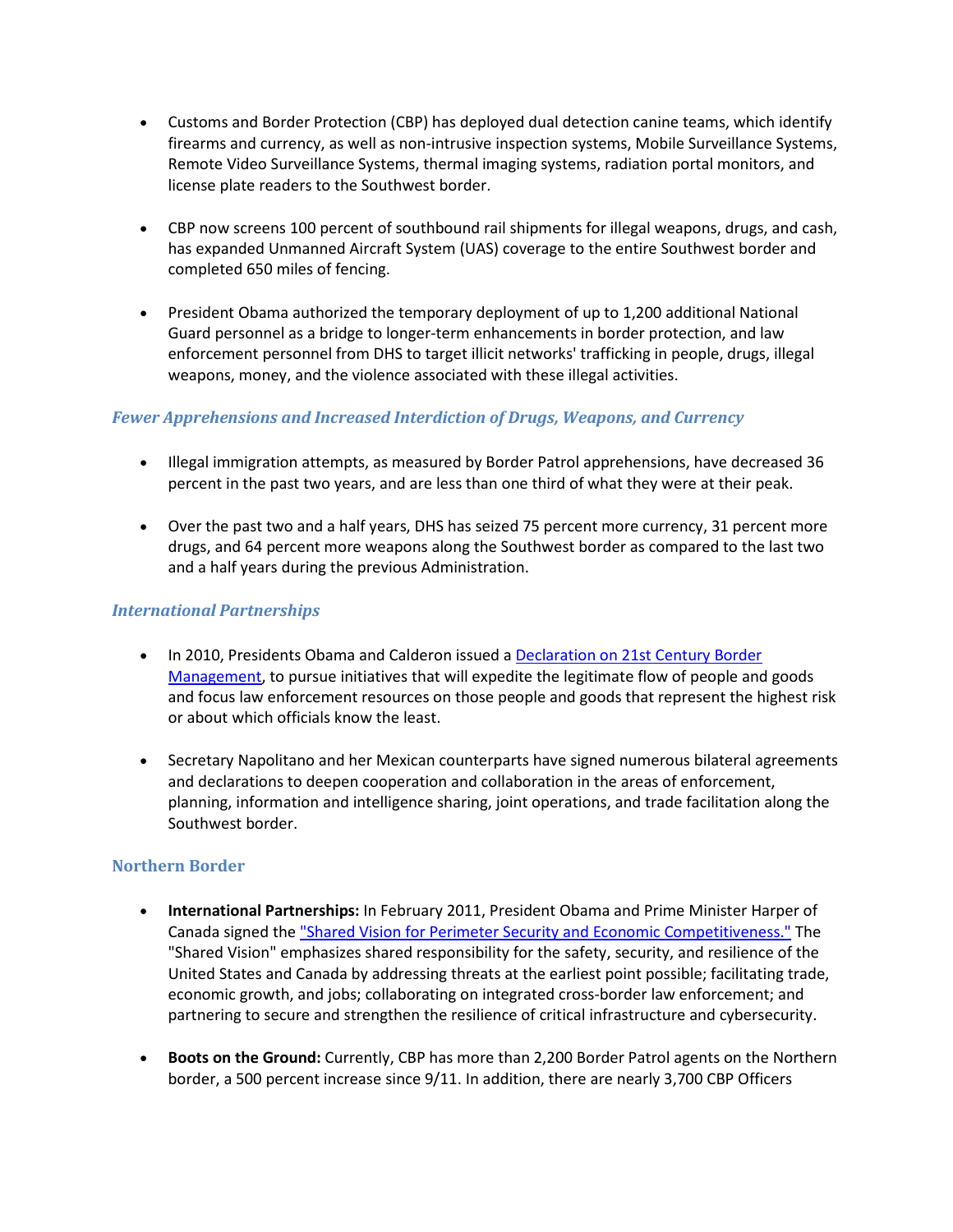- Customs and Border Protection (CBP) has deployed dual detection canine teams, which identify firearms and currency, as well as non-intrusive inspection systems, Mobile Surveillance Systems, Remote Video Surveillance Systems, thermal imaging systems, radiation portal monitors, and license plate readers to the Southwest border.

- CBP now screens 100 percent of southbound rail shipments for illegal weapons, drugs, and cash, has expanded Unmanned Aircraft System (UAS) coverage to the entire Southwest border and completed 650 miles of fencing.

- President Obama authorized the temporary deployment of up to 1,200 additional National Guard personnel as a bridge to longer-term enhancements in border protection, and law enforcement personnel from DHS to target illicit networks' trafficking in people, drugs, illegal weapons, money, and the violence associated with these illegal activities.

### *Fewer Apprehensions and Increased Interdiction of Drugs, Weapons, and Currency*

- Illegal immigration attempts, as measured by Border Patrol apprehensions, have decreased 36 percent in the past two years, and are less than one third of what they were at their peak.

- Over the past two and a half years, DHS has seized 75 percent more currency, 31 percent more drugs, and 64 percent more weapons along the Southwest border as compared to the last two and a half years during the previous Administration.

### *International Partnerships*

- In 2010, Presidents Obama and Calderon issued a [Declaration on 21st Century Border Management](), to pursue initiatives that will expedite the legitimate flow of people and goods and focus law enforcement resources on those people and goods that represent the highest risk or about which officials know the least.

- Secretary Napolitano and her Mexican counterparts have signed numerous bilateral agreements and declarations to deepen cooperation and collaboration in the areas of enforcement, planning, information and intelligence sharing, joint operations, and trade facilitation along the Southwest border.

## Northern Border

- **International Partnerships:** In February 2011, President Obama and Prime Minister Harper of Canada signed the ["Shared Vision for Perimeter Security and Economic Competitiveness."]() The "Shared Vision" emphasizes shared responsibility for the safety, security, and resilience of the United States and Canada by addressing threats at the earliest point possible; facilitating trade, economic growth, and jobs; collaborating on integrated cross-border law enforcement; and partnering to secure and strengthen the resilience of critical infrastructure and cybersecurity.

- **Boots on the Ground:** Currently, CBP has more than 2,200 Border Patrol agents on the Northern border, a 500 percent increase since 9/11. In addition, there are nearly 3,700 CBP Officers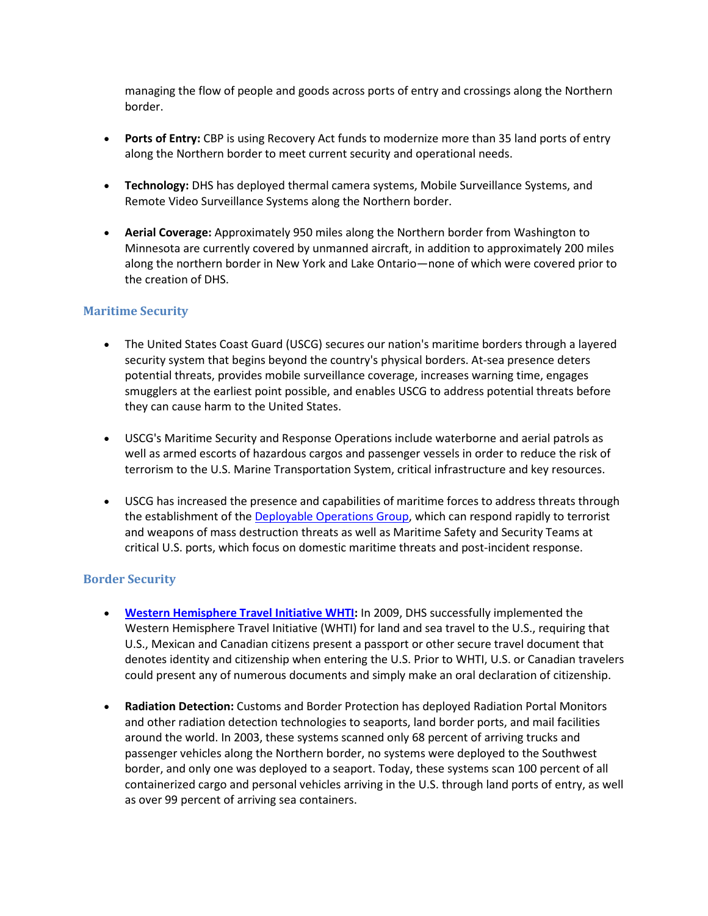managing the flow of people and goods across ports of entry and crossings along the Northern border.

- **Ports of Entry:** CBP is using Recovery Act funds to modernize more than 35 land ports of entry along the Northern border to meet current security and operational needs.

- **Technology:** DHS has deployed thermal camera systems, Mobile Surveillance Systems, and Remote Video Surveillance Systems along the Northern border.

- **Aerial Coverage:** Approximately 950 miles along the Northern border from Washington to Minnesota are currently covered by unmanned aircraft, in addition to approximately 200 miles along the northern border in New York and Lake Ontario—none of which were covered prior to the creation of DHS.

### Maritime Security

- The United States Coast Guard (USCG) secures our nation's maritime borders through a layered security system that begins beyond the country's physical borders. At-sea presence deters potential threats, provides mobile surveillance coverage, increases warning time, engages smugglers at the earliest point possible, and enables USCG to address potential threats before they can cause harm to the United States.

- USCG's Maritime Security and Response Operations include waterborne and aerial patrols as well as armed escorts of hazardous cargos and passenger vessels in order to reduce the risk of terrorism to the U.S. Marine Transportation System, critical infrastructure and key resources.

- USCG has increased the presence and capabilities of maritime forces to address threats through the establishment of the Deployable Operations Group, which can respond rapidly to terrorist and weapons of mass destruction threats as well as Maritime Safety and Security Teams at critical U.S. ports, which focus on domestic maritime threats and post-incident response.

### Border Security

- **Western Hemisphere Travel Initiative WHTI:** In 2009, DHS successfully implemented the Western Hemisphere Travel Initiative (WHTI) for land and sea travel to the U.S., requiring that U.S., Mexican and Canadian citizens present a passport or other secure travel document that denotes identity and citizenship when entering the U.S. Prior to WHTI, U.S. or Canadian travelers could present any of numerous documents and simply make an oral declaration of citizenship.

- **Radiation Detection:** Customs and Border Protection has deployed Radiation Portal Monitors and other radiation detection technologies to seaports, land border ports, and mail facilities around the world. In 2003, these systems scanned only 68 percent of arriving trucks and passenger vehicles along the Northern border, no systems were deployed to the Southwest border, and only one was deployed to a seaport. Today, these systems scan 100 percent of all containerized cargo and personal vehicles arriving in the U.S. through land ports of entry, as well as over 99 percent of arriving sea containers.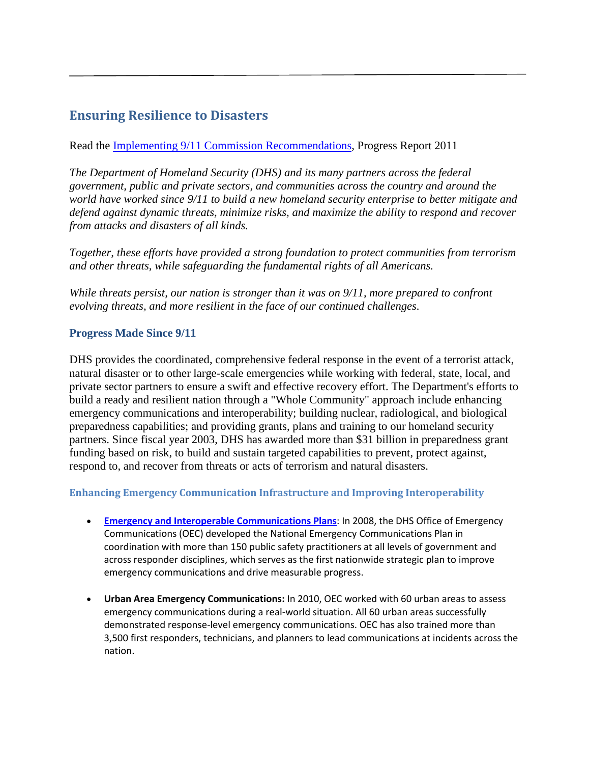## Ensuring Resilience to Disasters

Read the Implementing 9/11 Commission Recommendations, Progress Report 2011

*The Department of Homeland Security (DHS) and its many partners across the federal government, public and private sectors, and communities across the country and around the world have worked since 9/11 to build a new homeland security enterprise to better mitigate and defend against dynamic threats, minimize risks, and maximize the ability to respond and recover from attacks and disasters of all kinds.*

*Together, these efforts have provided a strong foundation to protect communities from terrorism and other threats, while safeguarding the fundamental rights of all Americans.*

*While threats persist, our nation is stronger than it was on 9/11, more prepared to confront evolving threats, and more resilient in the face of our continued challenges.*

### Progress Made Since 9/11

DHS provides the coordinated, comprehensive federal response in the event of a terrorist attack, natural disaster or to other large-scale emergencies while working with federal, state, local, and private sector partners to ensure a swift and effective recovery effort. The Department's efforts to build a ready and resilient nation through a "Whole Community" approach include enhancing emergency communications and interoperability; building nuclear, radiological, and biological preparedness capabilities; and providing grants, plans and training to our homeland security partners. Since fiscal year 2003, DHS has awarded more than $31 billion in preparedness grant funding based on risk, to build and sustain targeted capabilities to prevent, protect against, respond to, and recover from threats or acts of terrorism and natural disasters.

#### Enhancing Emergency Communication Infrastructure and Improving Interoperability

- **Emergency and Interoperable Communications Plans**: In 2008, the DHS Office of Emergency Communications (OEC) developed the National Emergency Communications Plan in coordination with more than 150 public safety practitioners at all levels of government and across responder disciplines, which serves as the first nationwide strategic plan to improve emergency communications and drive measurable progress.

- **Urban Area Emergency Communications:** In 2010, OEC worked with 60 urban areas to assess emergency communications during a real-world situation. All 60 urban areas successfully demonstrated response-level emergency communications. OEC has also trained more than 3,500 first responders, technicians, and planners to lead communications at incidents across the nation.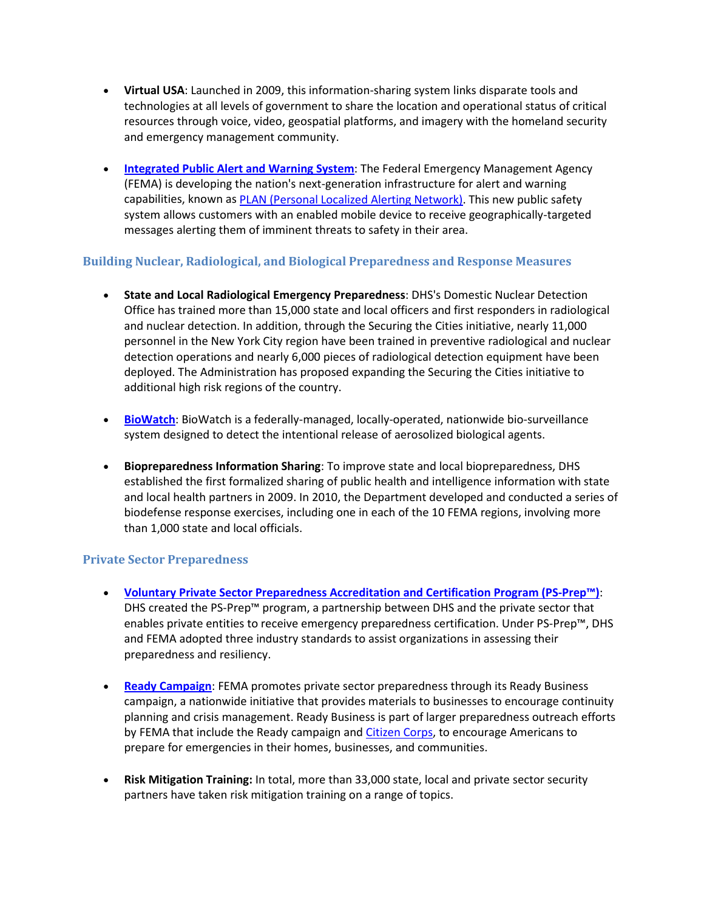- **Virtual USA**: Launched in 2009, this information-sharing system links disparate tools and technologies at all levels of government to share the location and operational status of critical resources through voice, video, geospatial platforms, and imagery with the homeland security and emergency management community.

- **Integrated Public Alert and Warning System**: The Federal Emergency Management Agency (FEMA) is developing the nation's next-generation infrastructure for alert and warning capabilities, known as PLAN (Personal Localized Alerting Network). This new public safety system allows customers with an enabled mobile device to receive geographically-targeted messages alerting them of imminent threats to safety in their area.

### Building Nuclear, Radiological, and Biological Preparedness and Response Measures

- **State and Local Radiological Emergency Preparedness**: DHS's Domestic Nuclear Detection Office has trained more than 15,000 state and local officers and first responders in radiological and nuclear detection. In addition, through the Securing the Cities initiative, nearly 11,000 personnel in the New York City region have been trained in preventive radiological and nuclear detection operations and nearly 6,000 pieces of radiological detection equipment have been deployed. The Administration has proposed expanding the Securing the Cities initiative to additional high risk regions of the country.

- **BioWatch**: BioWatch is a federally-managed, locally-operated, nationwide bio-surveillance system designed to detect the intentional release of aerosolized biological agents.

- **Biopreparedness Information Sharing**: To improve state and local biopreparedness, DHS established the first formalized sharing of public health and intelligence information with state and local health partners in 2009. In 2010, the Department developed and conducted a series of biodefense response exercises, including one in each of the 10 FEMA regions, involving more than 1,000 state and local officials.

### Private Sector Preparedness

- **Voluntary Private Sector Preparedness Accreditation and Certification Program (PS-Prep™)**: DHS created the PS-Prep™ program, a partnership between DHS and the private sector that enables private entities to receive emergency preparedness certification. Under PS-Prep™, DHS and FEMA adopted three industry standards to assist organizations in assessing their preparedness and resiliency.

- **Ready Campaign**: FEMA promotes private sector preparedness through its Ready Business campaign, a nationwide initiative that provides materials to businesses to encourage continuity planning and crisis management. Ready Business is part of larger preparedness outreach efforts by FEMA that include the Ready campaign and Citizen Corps, to encourage Americans to prepare for emergencies in their homes, businesses, and communities.

- **Risk Mitigation Training:** In total, more than 33,000 state, local and private sector security partners have taken risk mitigation training on a range of topics.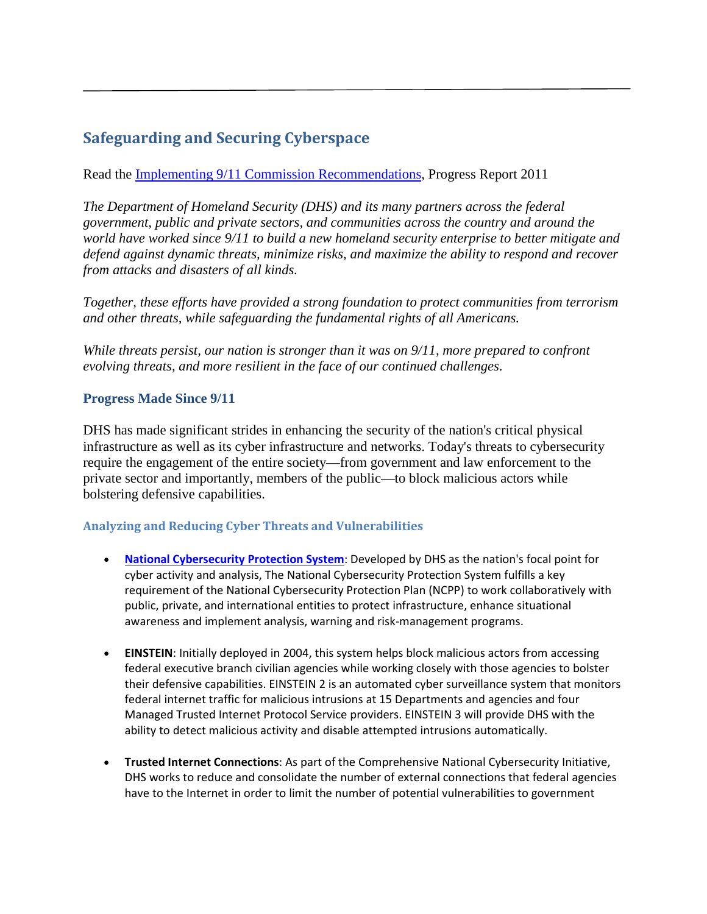## Safeguarding and Securing Cyberspace

Read the [Implementing 9/11 Commission Recommendations](), Progress Report 2011

*The Department of Homeland Security (DHS) and its many partners across the federal government, public and private sectors, and communities across the country and around the world have worked since 9/11 to build a new homeland security enterprise to better mitigate and defend against dynamic threats, minimize risks, and maximize the ability to respond and recover from attacks and disasters of all kinds.*

*Together, these efforts have provided a strong foundation to protect communities from terrorism and other threats, while safeguarding the fundamental rights of all Americans.*

*While threats persist, our nation is stronger than it was on 9/11, more prepared to confront evolving threats, and more resilient in the face of our continued challenges.*

### Progress Made Since 9/11

DHS has made significant strides in enhancing the security of the nation's critical physical infrastructure as well as its cyber infrastructure and networks. Today's threats to cybersecurity require the engagement of the entire society—from government and law enforcement to the private sector and importantly, members of the public—to block malicious actors while bolstering defensive capabilities.

#### Analyzing and Reducing Cyber Threats and Vulnerabilities

- **[National Cybersecurity Protection System]()**: Developed by DHS as the nation's focal point for cyber activity and analysis, The National Cybersecurity Protection System fulfills a key requirement of the National Cybersecurity Protection Plan (NCPP) to work collaboratively with public, private, and international entities to protect infrastructure, enhance situational awareness and implement analysis, warning and risk-management programs.

- **EINSTEIN**: Initially deployed in 2004, this system helps block malicious actors from accessing federal executive branch civilian agencies while working closely with those agencies to bolster their defensive capabilities. EINSTEIN 2 is an automated cyber surveillance system that monitors federal internet traffic for malicious intrusions at 15 Departments and agencies and four Managed Trusted Internet Protocol Service providers. EINSTEIN 3 will provide DHS with the ability to detect malicious activity and disable attempted intrusions automatically.

- **Trusted Internet Connections**: As part of the Comprehensive National Cybersecurity Initiative, DHS works to reduce and consolidate the number of external connections that federal agencies have to the Internet in order to limit the number of potential vulnerabilities to government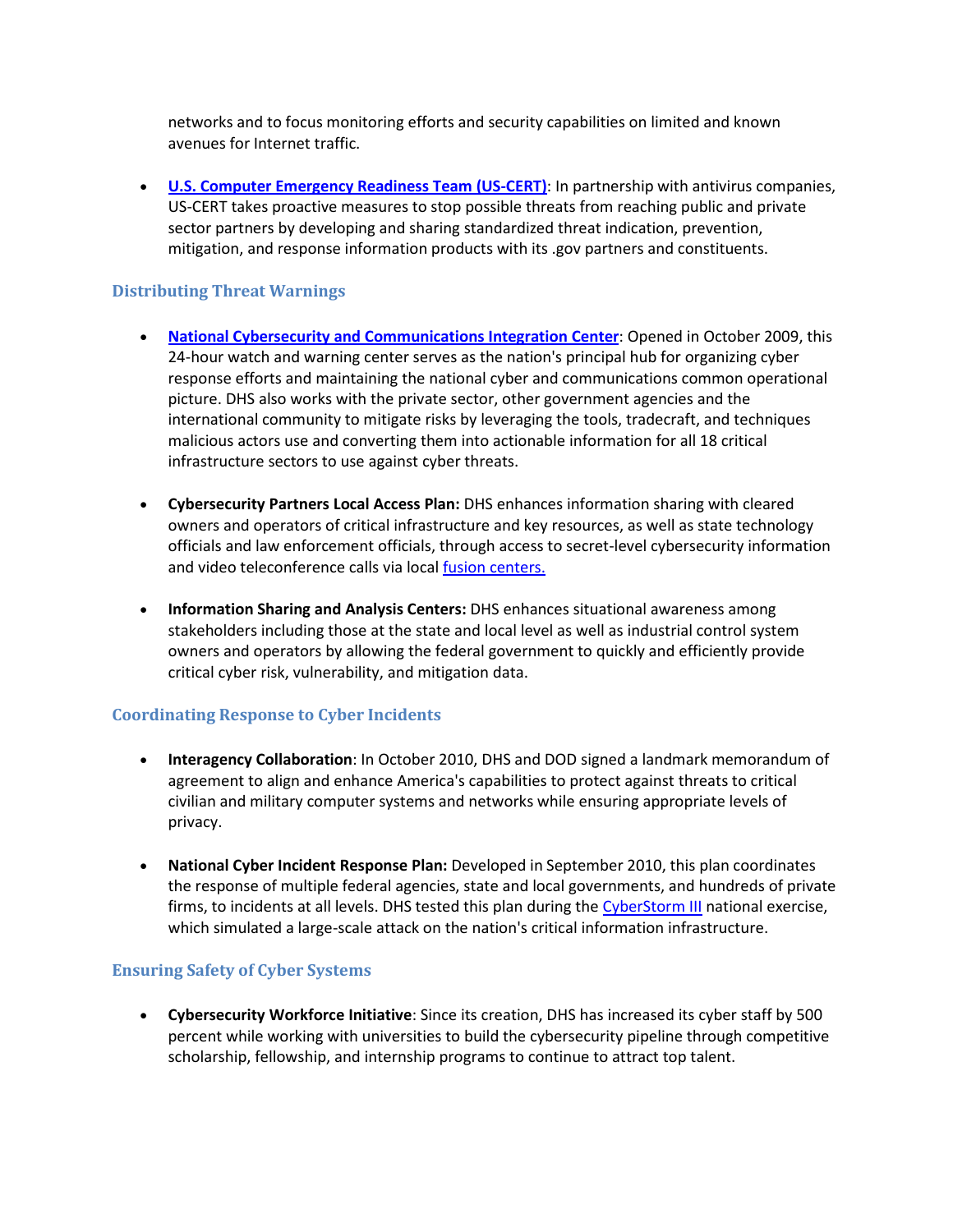networks and to focus monitoring efforts and security capabilities on limited and known avenues for Internet traffic.

- **U.S. Computer Emergency Readiness Team (US-CERT)**: In partnership with antivirus companies, US-CERT takes proactive measures to stop possible threats from reaching public and private sector partners by developing and sharing standardized threat indication, prevention, mitigation, and response information products with its .gov partners and constituents.

### Distributing Threat Warnings

- **National Cybersecurity and Communications Integration Center**: Opened in October 2009, this 24-hour watch and warning center serves as the nation's principal hub for organizing cyber response efforts and maintaining the national cyber and communications common operational picture. DHS also works with the private sector, other government agencies and the international community to mitigate risks by leveraging the tools, tradecraft, and techniques malicious actors use and converting them into actionable information for all 18 critical infrastructure sectors to use against cyber threats.

- **Cybersecurity Partners Local Access Plan:** DHS enhances information sharing with cleared owners and operators of critical infrastructure and key resources, as well as state technology officials and law enforcement officials, through access to secret-level cybersecurity information and video teleconference calls via local fusion centers.

- **Information Sharing and Analysis Centers:** DHS enhances situational awareness among stakeholders including those at the state and local level as well as industrial control system owners and operators by allowing the federal government to quickly and efficiently provide critical cyber risk, vulnerability, and mitigation data.

### Coordinating Response to Cyber Incidents

- **Interagency Collaboration**: In October 2010, DHS and DOD signed a landmark memorandum of agreement to align and enhance America's capabilities to protect against threats to critical civilian and military computer systems and networks while ensuring appropriate levels of privacy.

- **National Cyber Incident Response Plan:** Developed in September 2010, this plan coordinates the response of multiple federal agencies, state and local governments, and hundreds of private firms, to incidents at all levels. DHS tested this plan during the CyberStorm III national exercise, which simulated a large-scale attack on the nation's critical information infrastructure.

### Ensuring Safety of Cyber Systems

- **Cybersecurity Workforce Initiative**: Since its creation, DHS has increased its cyber staff by 500 percent while working with universities to build the cybersecurity pipeline through competitive scholarship, fellowship, and internship programs to continue to attract top talent.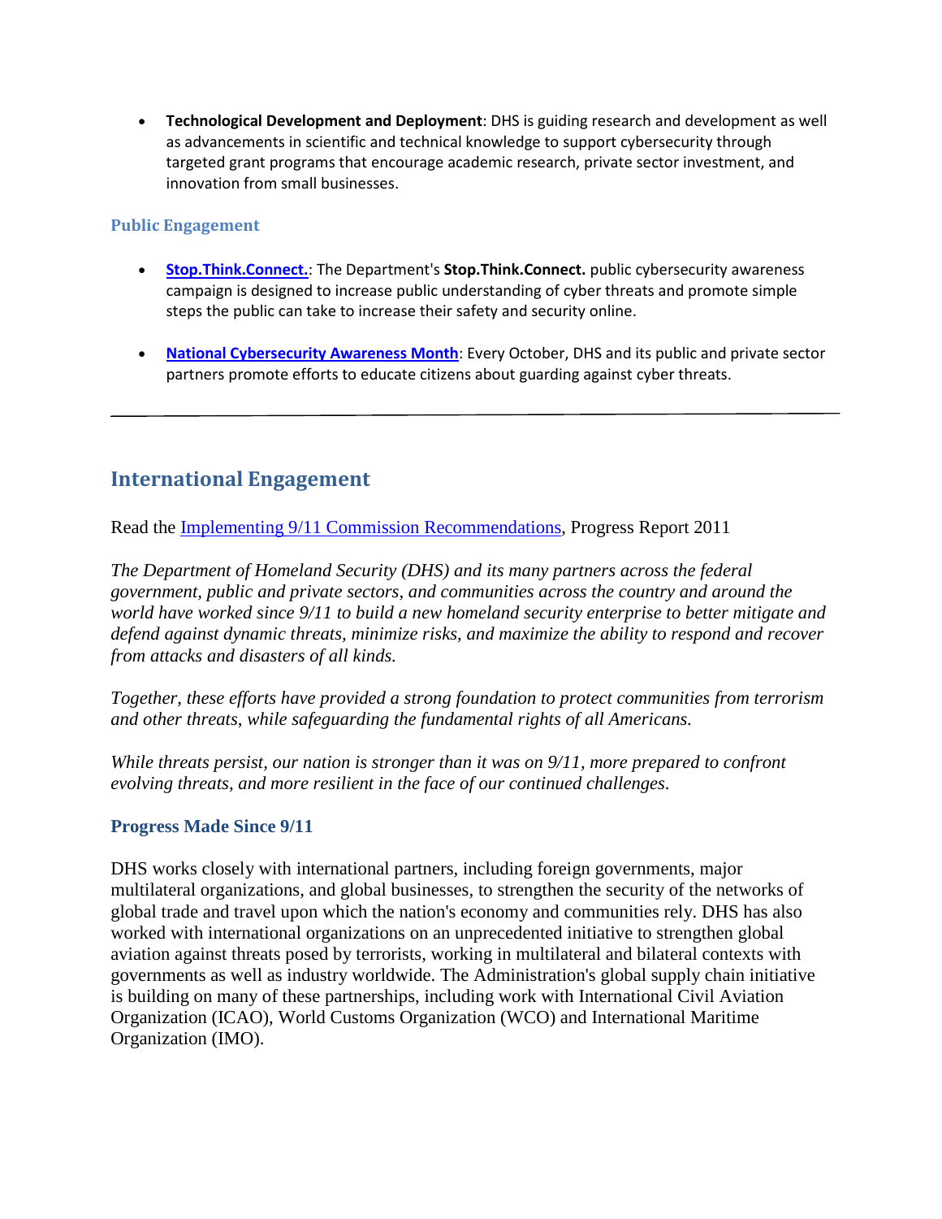- **Technological Development and Deployment**: DHS is guiding research and development as well as advancements in scientific and technical knowledge to support cybersecurity through targeted grant programs that encourage academic research, private sector investment, and innovation from small businesses.

### Public Engagement

- **Stop.Think.Connect.**: The Department's **Stop.Think.Connect.** public cybersecurity awareness campaign is designed to increase public understanding of cyber threats and promote simple steps the public can take to increase their safety and security online.

- **National Cybersecurity Awareness Month**: Every October, DHS and its public and private sector partners promote efforts to educate citizens about guarding against cyber threats.

---

## International Engagement

Read the Implementing 9/11 Commission Recommendations, Progress Report 2011

*The Department of Homeland Security (DHS) and its many partners across the federal government, public and private sectors, and communities across the country and around the world have worked since 9/11 to build a new homeland security enterprise to better mitigate and defend against dynamic threats, minimize risks, and maximize the ability to respond and recover from attacks and disasters of all kinds.*

*Together, these efforts have provided a strong foundation to protect communities from terrorism and other threats, while safeguarding the fundamental rights of all Americans.*

*While threats persist, our nation is stronger than it was on 9/11, more prepared to confront evolving threats, and more resilient in the face of our continued challenges.*

### Progress Made Since 9/11

DHS works closely with international partners, including foreign governments, major multilateral organizations, and global businesses, to strengthen the security of the networks of global trade and travel upon which the nation's economy and communities rely. DHS has also worked with international organizations on an unprecedented initiative to strengthen global aviation against threats posed by terrorists, working in multilateral and bilateral contexts with governments as well as industry worldwide. The Administration's global supply chain initiative is building on many of these partnerships, including work with International Civil Aviation Organization (ICAO), World Customs Organization (WCO) and International Maritime Organization (IMO).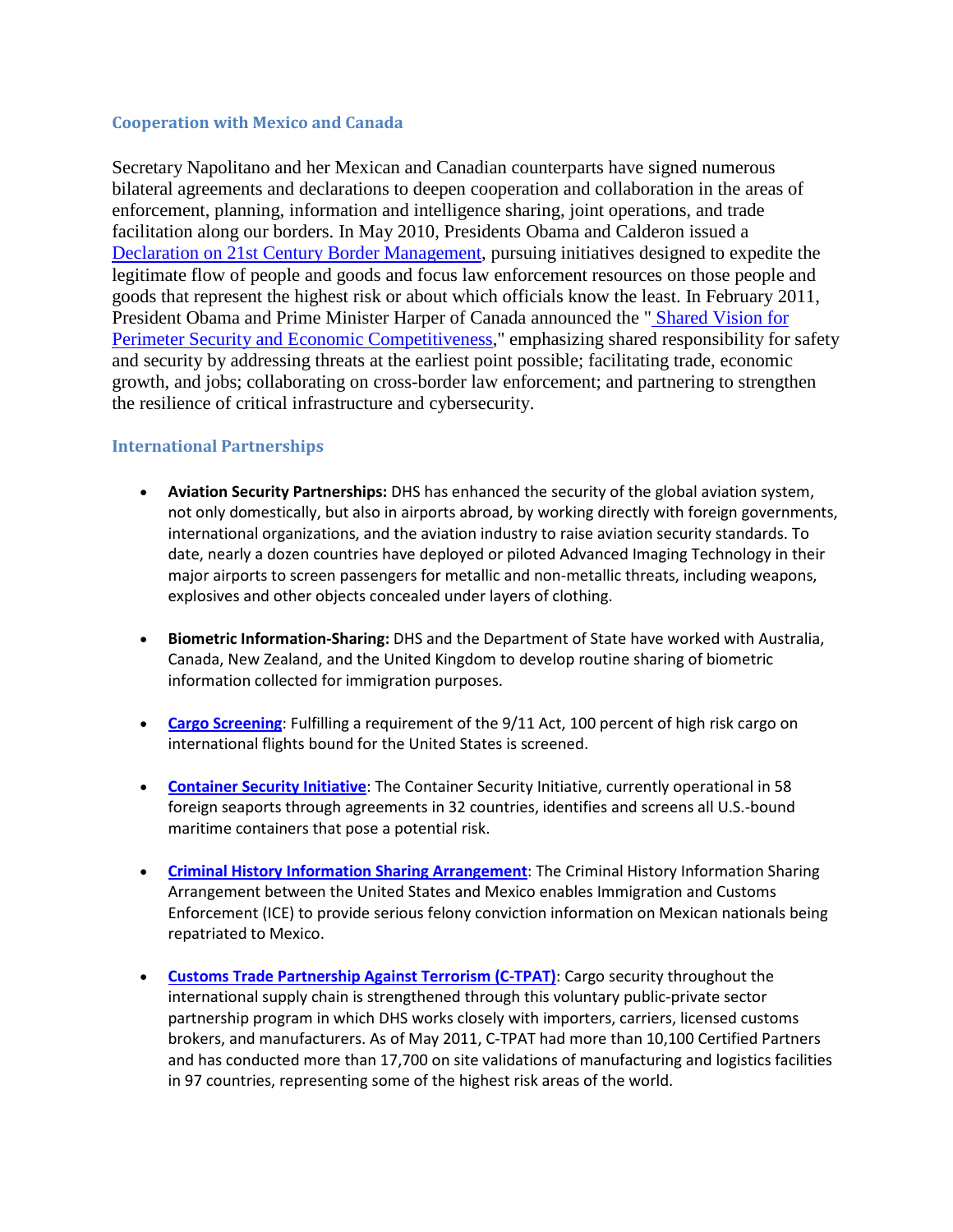### Cooperation with Mexico and Canada

Secretary Napolitano and her Mexican and Canadian counterparts have signed numerous bilateral agreements and declarations to deepen cooperation and collaboration in the areas of enforcement, planning, information and intelligence sharing, joint operations, and trade facilitation along our borders. In May 2010, Presidents Obama and Calderon issued a Declaration on 21st Century Border Management, pursuing initiatives designed to expedite the legitimate flow of people and goods and focus law enforcement resources on those people and goods that represent the highest risk or about which officials know the least. In February 2011, President Obama and Prime Minister Harper of Canada announced the " Shared Vision for Perimeter Security and Economic Competitiveness," emphasizing shared responsibility for safety and security by addressing threats at the earliest point possible; facilitating trade, economic growth, and jobs; collaborating on cross-border law enforcement; and partnering to strengthen the resilience of critical infrastructure and cybersecurity.

### International Partnerships

- **Aviation Security Partnerships:** DHS has enhanced the security of the global aviation system, not only domestically, but also in airports abroad, by working directly with foreign governments, international organizations, and the aviation industry to raise aviation security standards. To date, nearly a dozen countries have deployed or piloted Advanced Imaging Technology in their major airports to screen passengers for metallic and non-metallic threats, including weapons, explosives and other objects concealed under layers of clothing.

- **Biometric Information-Sharing:** DHS and the Department of State have worked with Australia, Canada, New Zealand, and the United Kingdom to develop routine sharing of biometric information collected for immigration purposes.

- **Cargo Screening**: Fulfilling a requirement of the 9/11 Act, 100 percent of high risk cargo on international flights bound for the United States is screened.

- **Container Security Initiative**: The Container Security Initiative, currently operational in 58 foreign seaports through agreements in 32 countries, identifies and screens all U.S.-bound maritime containers that pose a potential risk.

- **Criminal History Information Sharing Arrangement**: The Criminal History Information Sharing Arrangement between the United States and Mexico enables Immigration and Customs Enforcement (ICE) to provide serious felony conviction information on Mexican nationals being repatriated to Mexico.

- **Customs Trade Partnership Against Terrorism (C-TPAT)**: Cargo security throughout the international supply chain is strengthened through this voluntary public-private sector partnership program in which DHS works closely with importers, carriers, licensed customs brokers, and manufacturers. As of May 2011, C-TPAT had more than 10,100 Certified Partners and has conducted more than 17,700 on site validations of manufacturing and logistics facilities in 97 countries, representing some of the highest risk areas of the world.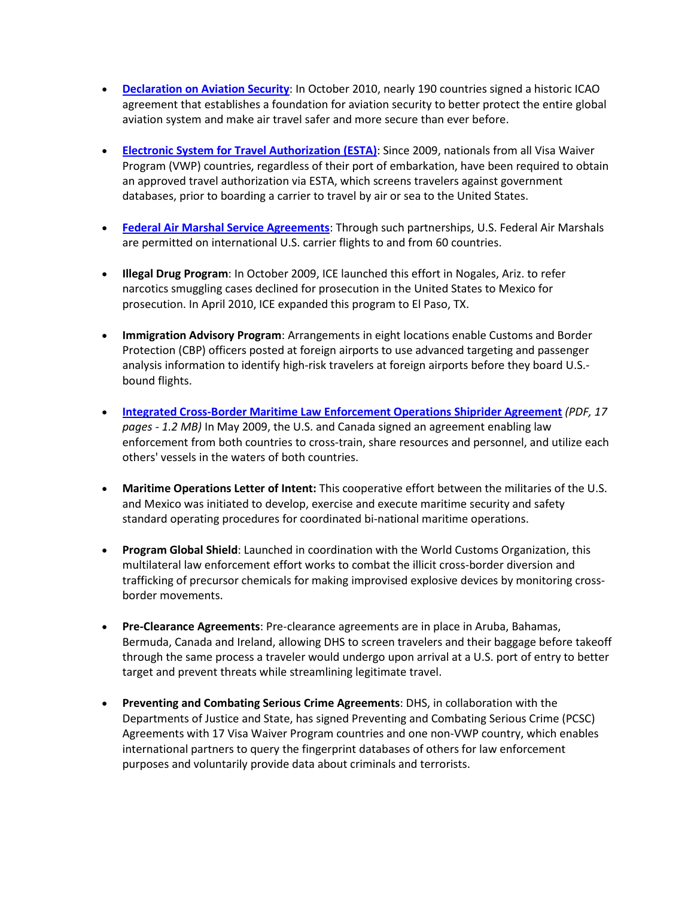- **Declaration on Aviation Security**: In October 2010, nearly 190 countries signed a historic ICAO agreement that establishes a foundation for aviation security to better protect the entire global aviation system and make air travel safer and more secure than ever before.

- **Electronic System for Travel Authorization (ESTA)**: Since 2009, nationals from all Visa Waiver Program (VWP) countries, regardless of their port of embarkation, have been required to obtain an approved travel authorization via ESTA, which screens travelers against government databases, prior to boarding a carrier to travel by air or sea to the United States.

- **Federal Air Marshal Service Agreements**: Through such partnerships, U.S. Federal Air Marshals are permitted on international U.S. carrier flights to and from 60 countries.

- **Illegal Drug Program**: In October 2009, ICE launched this effort in Nogales, Ariz. to refer narcotics smuggling cases declined for prosecution in the United States to Mexico for prosecution. In April 2010, ICE expanded this program to El Paso, TX.

- **Immigration Advisory Program**: Arrangements in eight locations enable Customs and Border Protection (CBP) officers posted at foreign airports to use advanced targeting and passenger analysis information to identify high-risk travelers at foreign airports before they board U.S.-bound flights.

- **Integrated Cross-Border Maritime Law Enforcement Operations Shiprider Agreement** *(PDF, 17 pages - 1.2 MB)* In May 2009, the U.S. and Canada signed an agreement enabling law enforcement from both countries to cross-train, share resources and personnel, and utilize each others' vessels in the waters of both countries.

- **Maritime Operations Letter of Intent:** This cooperative effort between the militaries of the U.S. and Mexico was initiated to develop, exercise and execute maritime security and safety standard operating procedures for coordinated bi-national maritime operations.

- **Program Global Shield**: Launched in coordination with the World Customs Organization, this multilateral law enforcement effort works to combat the illicit cross-border diversion and trafficking of precursor chemicals for making improvised explosive devices by monitoring cross-border movements.

- **Pre-Clearance Agreements**: Pre-clearance agreements are in place in Aruba, Bahamas, Bermuda, Canada and Ireland, allowing DHS to screen travelers and their baggage before takeoff through the same process a traveler would undergo upon arrival at a U.S. port of entry to better target and prevent threats while streamlining legitimate travel.

- **Preventing and Combating Serious Crime Agreements**: DHS, in collaboration with the Departments of Justice and State, has signed Preventing and Combating Serious Crime (PCSC) Agreements with 17 Visa Waiver Program countries and one non-VWP country, which enables international partners to query the fingerprint databases of others for law enforcement purposes and voluntarily provide data about criminals and terrorists.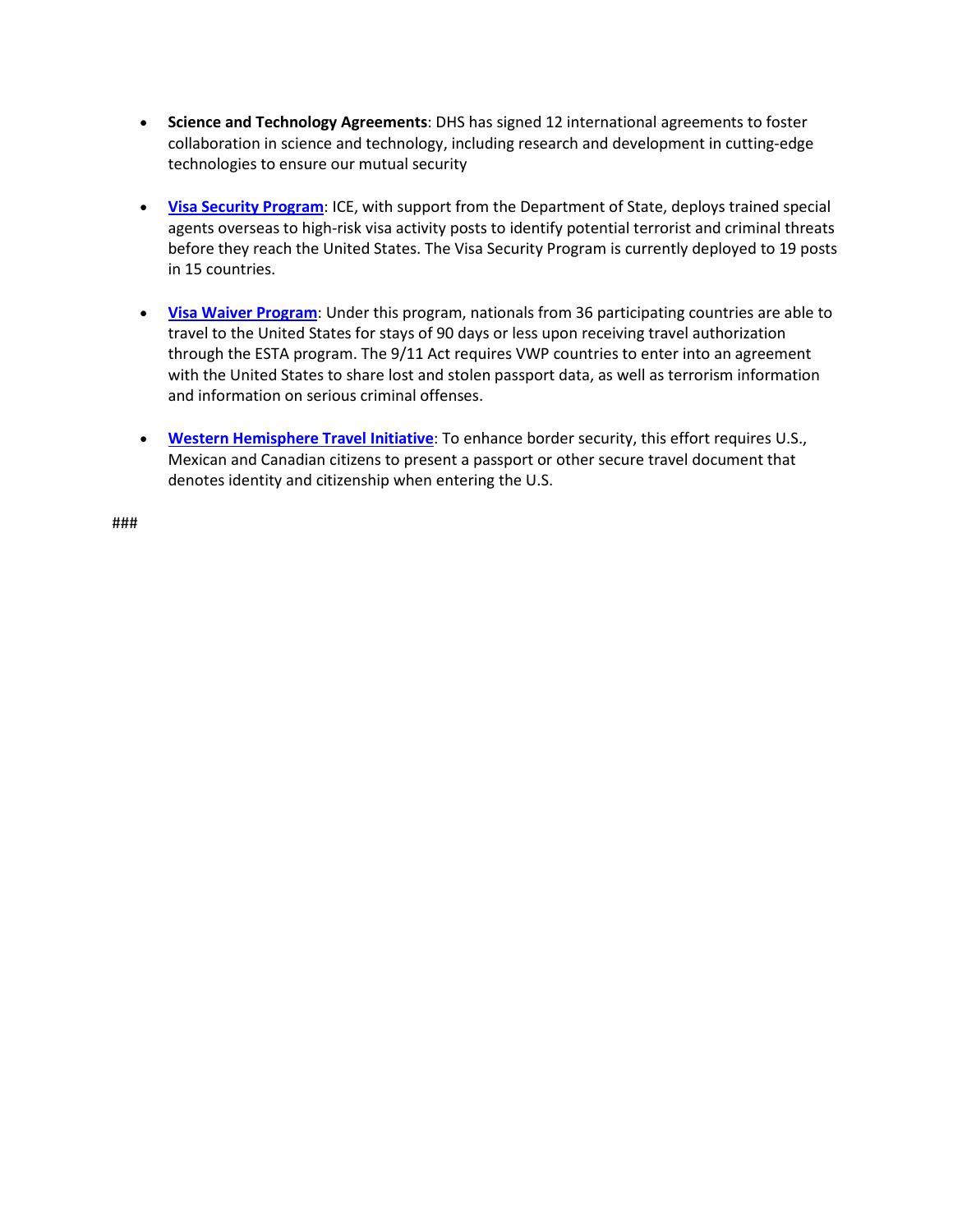- **Science and Technology Agreements**: DHS has signed 12 international agreements to foster collaboration in science and technology, including research and development in cutting-edge technologies to ensure our mutual security

- **Visa Security Program**: ICE, with support from the Department of State, deploys trained special agents overseas to high-risk visa activity posts to identify potential terrorist and criminal threats before they reach the United States. The Visa Security Program is currently deployed to 19 posts in 15 countries.

- **Visa Waiver Program**: Under this program, nationals from 36 participating countries are able to travel to the United States for stays of 90 days or less upon receiving travel authorization through the ESTA program. The 9/11 Act requires VWP countries to enter into an agreement with the United States to share lost and stolen passport data, as well as terrorism information and information on serious criminal offenses.

- **Western Hemisphere Travel Initiative**: To enhance border security, this effort requires U.S., Mexican and Canadian citizens to present a passport or other secure travel document that denotes identity and citizenship when entering the U.S.

###